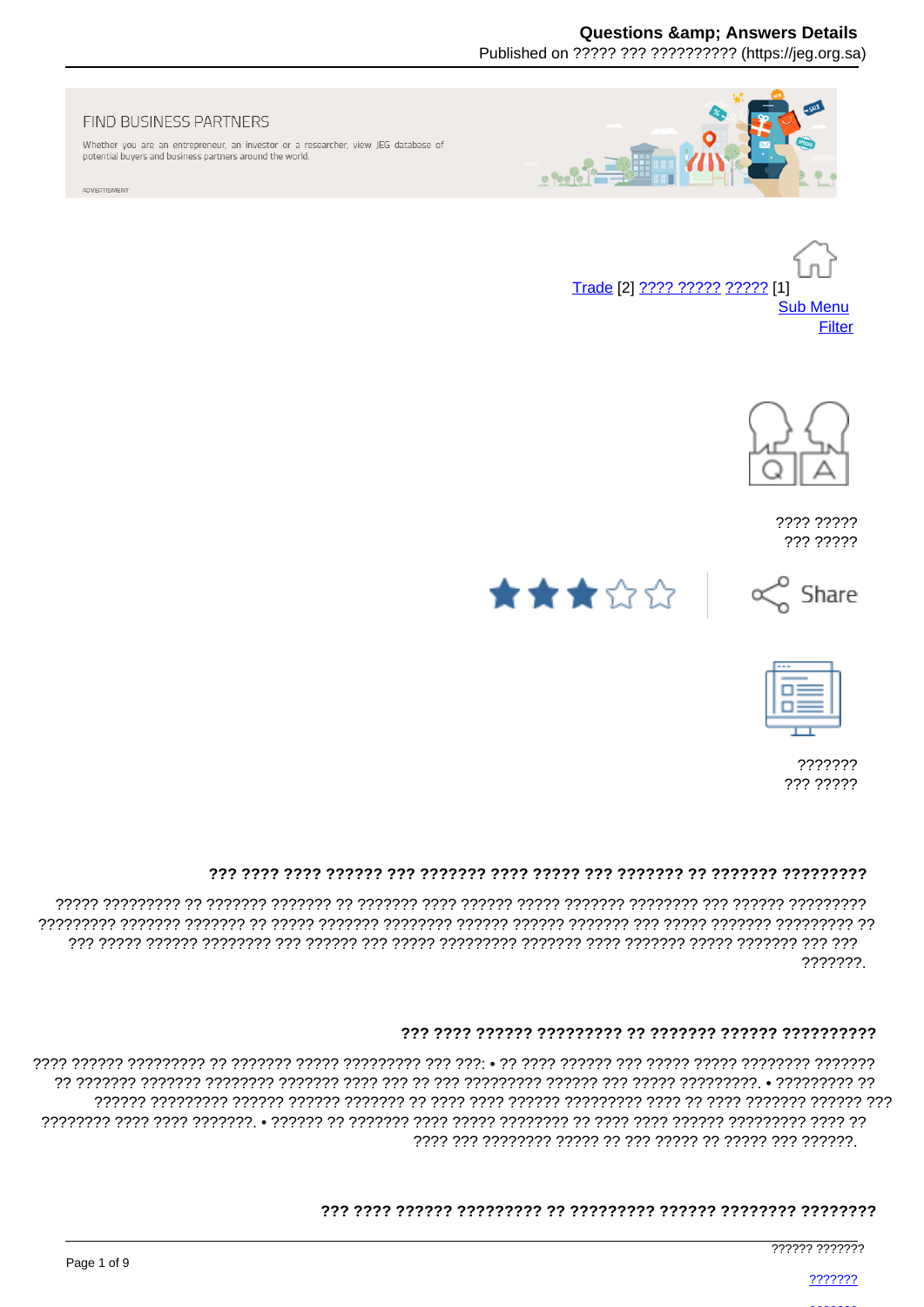FIND BUSINESS PARTNERS

Whether you are an entrepreneur, an investor or a researcher, view JEG database of potential buyers and business partners around the world.

ADVERTISMENT

Trade [2] ???? ????? ????? [1]

Sub Menu

Filter

???? ?????
??? ?????

Share

???????
??? ?????

### ??? ???? ???? ?????? ??? ??????? ???? ????? ??? ??????? ?? ??????? ?????????

????? ????????? ?? ??????? ??????? ?? ??????? ???? ?????? ????? ??????? ???????? ??? ?????? ????????? ????????? ??????? ??????? ?? ????? ??????? ???????? ?????? ?????? ??????? ??? ????? ??????? ????????? ?? ??? ????? ?????? ???????? ??? ?????? ??? ????? ????????? ??????? ???? ??????? ????? ??????? ??? ??? ???????.

### ??? ???? ?????? ????????? ?? ??????? ?????? ??????????

???? ?????? ????????? ?? ??????? ????? ????????? ??? ???: • ?? ???? ?????? ??? ????? ????? ???????? ??????? ?? ??????? ??????? ???????? ??????? ???? ??? ?? ??? ????????? ?????? ??? ????? ?????????. • ????????? ?? ?????? ????????? ?????? ?????? ??????? ?? ???? ???? ?????? ????????? ???? ?? ???? ??????? ?????? ??? ???????? ???? ???? ???????. • ?????? ?? ??????? ???? ????? ???????? ?? ???? ???? ?????? ????????? ???? ?? ???? ??? ???????? ????? ?? ??? ????? ?? ????? ??? ??????.

### ??? ???? ?????? ????????? ?? ????????? ?????? ???????? ????????

?????? ???????

???????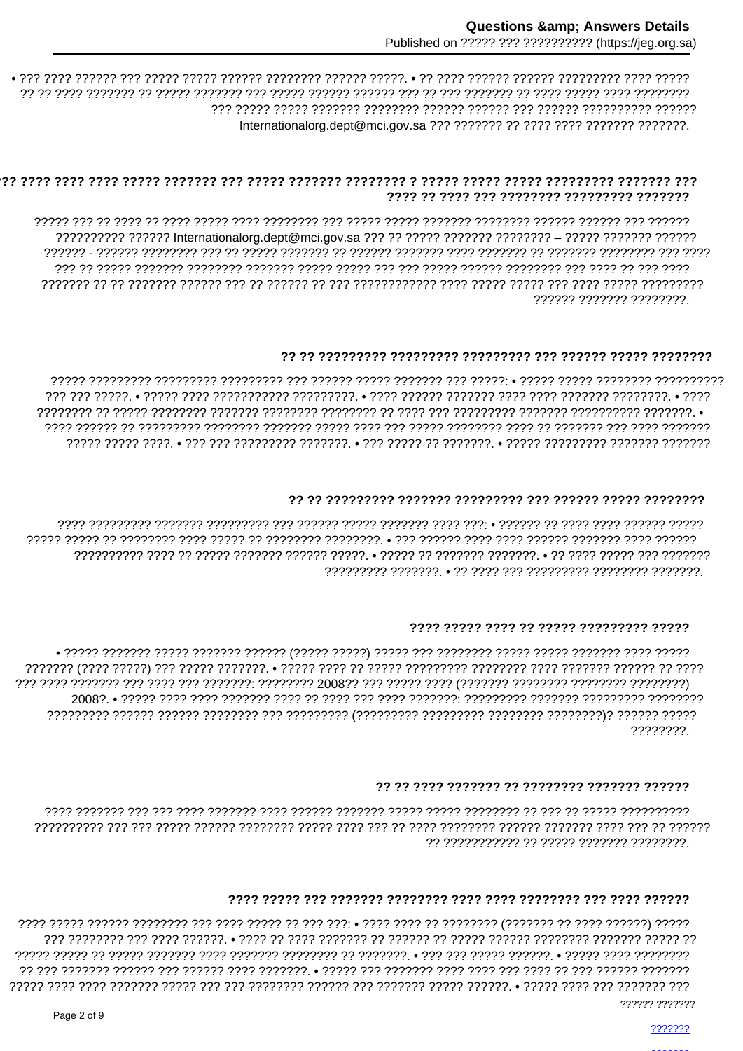• ??? ???? ?????? ??? ????? ????? ?????? ???????? ?????? ?????. • ?? ???? ?????? ?????? ????????? ???? ????? ?? ?? ???? ??????? ?? ????? ??????? ??? ????? ?????? ?????? ??? ?? ??? ??????? ?? ???? ????? ???? ???????? ??? ????? ????? ??????? ???????? ?????? ?????? ??? ?????? ?????????? ?????? Internationalorg.dept@mci.gov.sa ??? ??????? ?? ???? ???? ??????? ???????.

### ??? ???? ???? ???? ????? ??????? ??? ????? ??????? ???????? ? ????? ????? ????? ????????? ??????? ??? ???? ?? ???? ??? ???????? ????????? ???????

????? ??? ?? ???? ?? ???? ????? ???? ???????? ??? ????? ????? ??????? ???????? ?????? ?????? ??? ?????? ?????????? ?????? Internationalorg.dept@mci.gov.sa ??? ?? ????? ??????? ???????? – ????? ??????? ?????? ?????? - ?????? ???????? ??? ?? ????? ??????? ?? ?????? ??????? ???? ??????? ?? ??????? ???????? ??? ???? ??? ?? ????? ??????? ???????? ??????? ????? ????? ??? ??? ????? ?????? ???????? ??? ???? ?? ??? ???? ??????? ?? ?? ??????? ?????? ??? ?? ?????? ?? ??? ???????????? ???? ????? ????? ??? ???? ????? ????????? ?????? ??????? ????????.

### ?? ?? ????????? ????????? ????????? ??? ?????? ????? ????????

????? ????????? ????????? ????????? ??? ?????? ????? ??????? ??? ?????: • ????? ????? ???????? ?????????? ??? ??? ?????. • ????? ???? ??????????? ?????????. • ???? ?????? ??????? ???? ???? ??????? ????????. • ???? ???????? ?? ????? ???????? ??????? ???????? ???????? ?? ???? ??? ????????? ??????? ?????????? ???????. • ???? ?????? ?? ????????? ???????? ??????? ????? ???? ??? ????? ???????? ???? ?? ??????? ??? ???? ??????? ????? ????? ????. • ??? ??? ????????? ???????. • ??? ????? ?? ???????. • ????? ????????? ??????? ???????

### ?? ?? ????????? ??????? ????????? ??? ?????? ????? ????????

???? ????????? ??????? ????????? ??? ?????? ????? ??????? ???? ???: • ?????? ?? ???? ???? ?????? ????? ????? ????? ?? ???????? ???? ????? ?? ???????? ????????. • ??? ?????? ???? ???? ?????? ??????? ???? ?????? ?????????? ???? ?? ????? ??????? ?????? ?????. • ????? ?? ??????? ???????. • ?? ???? ????? ??? ??????? ????????? ???????. • ?? ???? ??? ????????? ???????? ???????.

### ???? ????? ???? ?? ????? ????????? ?????

• ????? ??????? ????? ??????? ?????? (????? ?????) ????? ??? ???????? ????? ????? ??????? ???? ????? ??????? (???? ?????) ??? ????? ???????. • ????? ???? ?? ????? ????????? ???????? ???? ??????? ?????? ?? ???? ??? ???? ??????? ??? ???? ??? ???????: ???????? 2008?? ??? ????? ???? (??????? ???????? ???????? ????????) 2008?. • ????? ???? ???? ??????? ???? ?? ???? ??? ???? ???????: ????????? ??????? ????????? ???????? ????????? ?????? ?????? ???????? ??? ????????? (????????? ????????? ???????? ????????)? ?????? ????? ????????.

### ?? ?? ???? ??????? ?? ???????? ??????? ??????

???? ??????? ??? ??? ???? ??????? ???? ?????? ??????? ????? ????? ???????? ?? ??? ?? ????? ?????????? ?????????? ??? ??? ????? ?????? ???????? ????? ???? ??? ?? ???? ???????? ?????? ??????? ???? ??? ?? ?????? ?? ??????????? ?? ????? ??????? ????????.

### ???? ????? ??? ??????? ???????? ???? ???? ???????? ??? ???? ??????

???? ????? ?????? ???????? ??? ???? ????? ?? ??? ???: • ???? ???? ?? ???????? (??????? ?? ???? ??????) ????? ??? ???????? ??? ???? ??????. • ???? ?? ???? ??????? ?? ?????? ?? ????? ?????? ???????? ??????? ????? ?? ????? ????? ?? ????? ??????? ???? ??????? ???????? ?? ???????. • ??? ??? ????? ??????. • ????? ???? ???????? ?? ??? ??????? ?????? ??? ?????? ???? ???????. • ????? ??? ??????? ???? ???? ??? ???? ?? ??? ?????? ??????? ????? ???? ???? ??????? ????? ??? ??? ???????? ?????? ??? ??????? ????? ??????. • ????? ???? ??? ??????? ???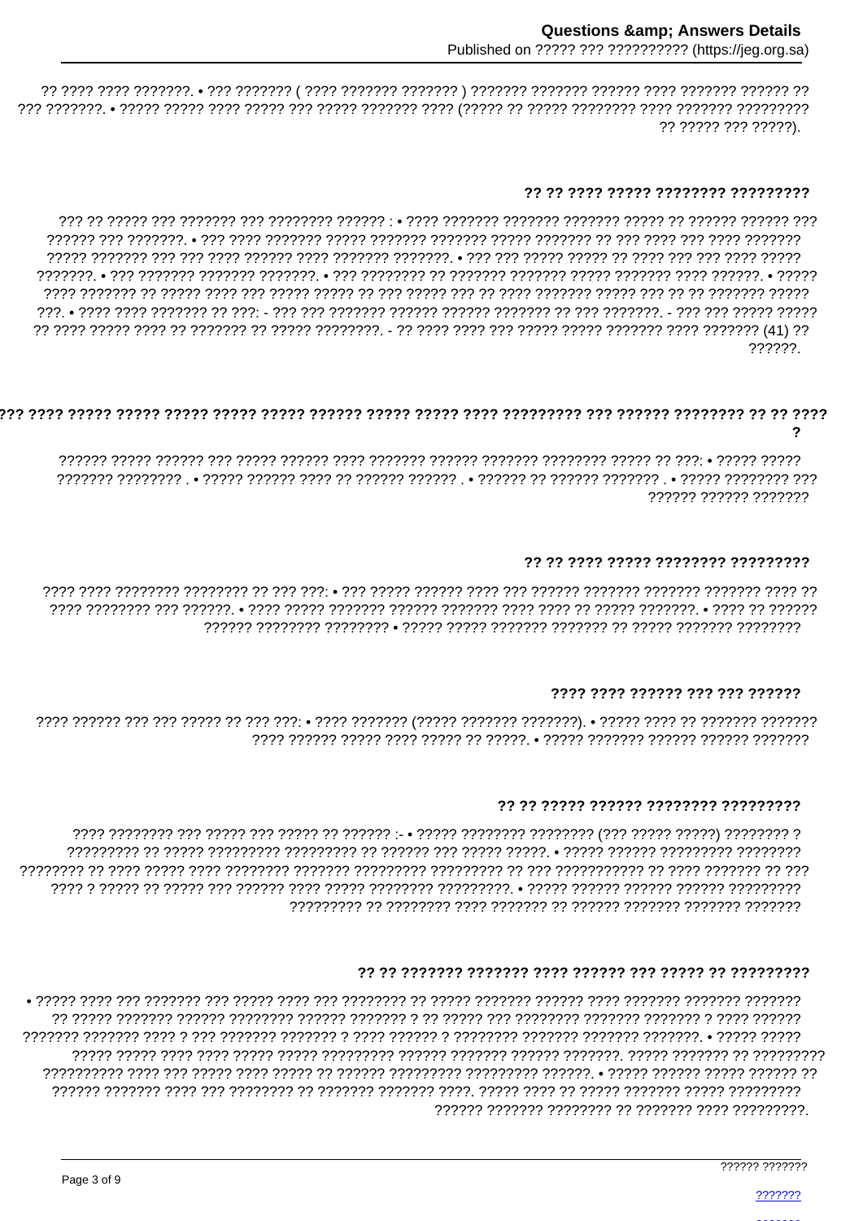?? ???? ???? ???????. • ??? ??????? ( ???? ??????? ??????? ) ??????? ??????? ?????? ???? ??????? ?????? ?? ??? ???????. • ????? ????? ???? ????? ??? ????? ??????? ???? (????? ?? ????? ???????? ???? ??????? ????????? ?? ????? ??? ?????).

### ?? ?? ???? ????? ???????? ?????????

??? ?? ????? ??? ??????? ??? ???????? ?????? : • ???? ??????? ??????? ??????? ????? ?? ?????? ?????? ??? ?????? ??? ???????. • ??? ???? ??????? ????? ??????? ??????? ????? ??????? ?? ??? ???? ??? ???? ??????? ????? ??????? ??? ??? ???? ?????? ???? ??????? ???????. • ??? ??? ????? ????? ?? ???? ??? ??? ???? ????? ???????. • ??? ??????? ??????? ???????. • ??? ???????? ?? ??????? ??????? ????? ??????? ???? ??????. • ????? ???? ??????? ?? ????? ???? ??? ????? ????? ?? ??? ????? ??? ?? ???? ??????? ????? ??? ?? ?? ??????? ????? ???. • ???? ???? ??????? ?? ???: - ??? ??? ??????? ?????? ?????? ??????? ?? ??? ???????. - ??? ??? ????? ????? ?? ???? ????? ???? ?? ??????? ?? ????? ????????. - ?? ???? ???? ??? ????? ????? ??????? ???? ??????? (41) ?? ??????.

### ??? ???? ????? ????? ????? ????? ????? ?????? ????? ????? ???? ????????? ??? ?????? ???????? ?? ?? ???? ?

?????? ????? ?????? ??? ????? ?????? ???? ??????? ?????? ??????? ???????? ????? ?? ???: • ????? ????? ??????? ???????? . • ????? ?????? ???? ?? ?????? ?????? . • ?????? ?? ?????? ??????? . • ????? ???????? ??? ?????? ?????? ???????

### ?? ?? ???? ????? ???????? ?????????

???? ???? ???????? ???????? ?? ??? ???: • ??? ????? ?????? ???? ??? ?????? ??????? ??????? ??????? ???? ?? ???? ???????? ??? ??????. • ???? ????? ??????? ?????? ??????? ???? ???? ?? ????? ???????. • ???? ?? ?????? ?????? ???????? ???????? • ????? ????? ??????? ??????? ?? ????? ??????? ????????

### ???? ???? ?????? ??? ??? ??????

???? ?????? ??? ??? ????? ?? ??? ???: • ???? ??????? (????? ??????? ???????). • ????? ???? ?? ??????? ??????? ???? ?????? ????? ???? ????? ?? ??????. • ????? ??????? ?????? ?????? ???????

### ?? ?? ????? ?????? ???????? ?????????

???? ???????? ??? ????? ??? ????? ?? ?????? :- • ????? ???????? ???????? (??? ????? ?????) ???????? ? ????????? ?? ????? ????????? ????????? ?? ?????? ??? ????? ?????. • ????? ?????? ????????? ???????? ???????? ?? ???? ????? ???? ???????? ??????? ????????? ????????? ?? ??? ??????????? ?? ???? ??????? ?? ??? ???? ? ????? ?? ????? ??? ?????? ???? ????? ???????? ?????????. • ????? ?????? ?????? ?????? ????????? ????????? ?? ???????? ???? ??????? ?? ?????? ??????? ??????? ???????

### ?? ?? ??????? ??????? ???? ?????? ??? ????? ?? ?????????

• ????? ???? ??? ??????? ??? ????? ???? ??? ???????? ?? ????? ??????? ?????? ???? ??????? ??????? ??????? ?? ????? ??????? ?????? ???????? ?????? ??????? ? ?? ????? ??? ???????? ??????? ??????? ? ???? ?????? ??????? ??????? ???? ? ??? ??????? ??????? ? ???? ?????? ? ???????? ??????? ??????? ???????. • ????? ????? ????? ????? ???? ????? ????? ????????? ?????? ??????? ?????? ???????. ????? ??????? ?? ????????? ?????????? ???? ??? ????? ???? ????? ?? ?????? ????????? ????????? ??????. • ????? ?????? ????? ?????? ?? ?????? ??????? ???? ??? ???????? ?? ??????? ??????? ????. ????? ???? ?? ????? ??????? ????? ????????? ?????? ??????? ???????? ?? ??????? ???? ?????????.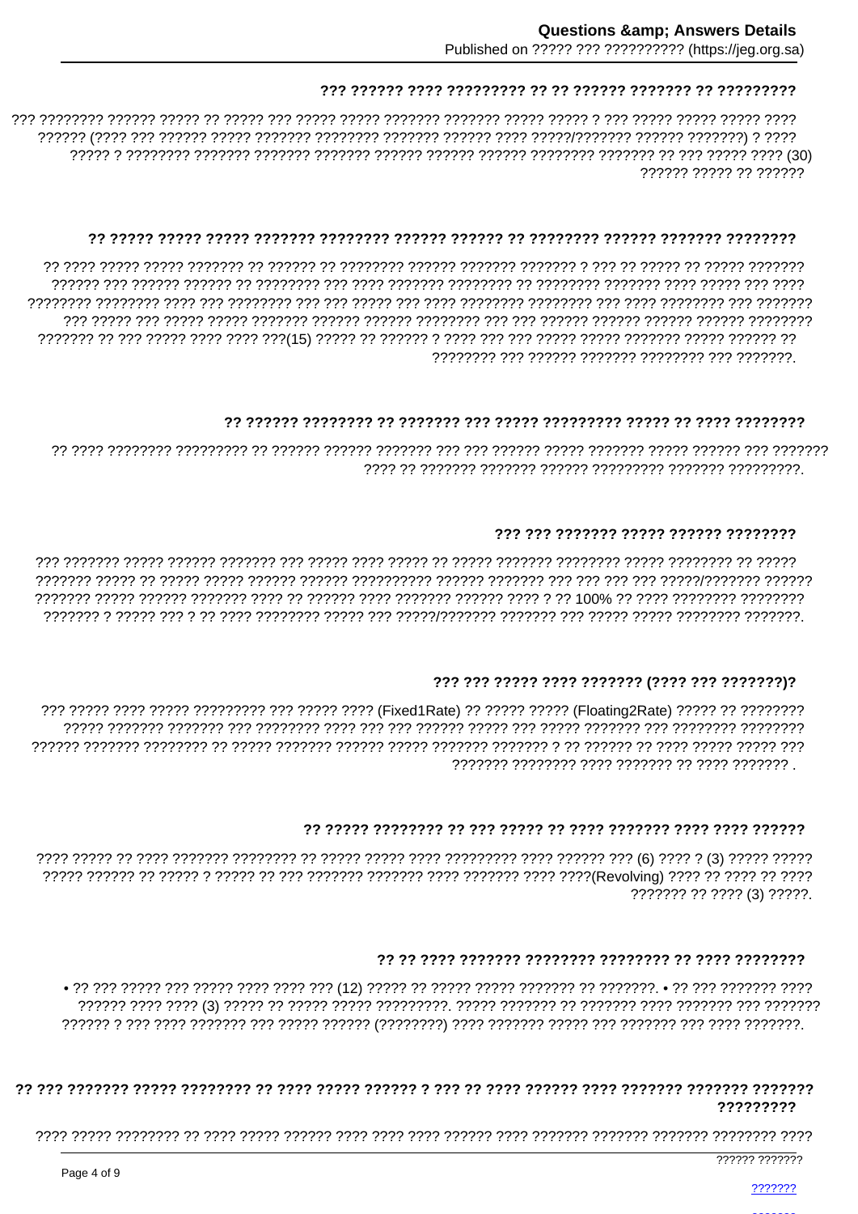### ??? ?????? ???? ????????? ?? ?? ?????? ??????? ?? ?????????

??? ???????? ?????? ????? ?? ????? ??? ????? ????? ??????? ??????? ????? ????? ? ??? ????? ????? ????? ???? ?????? (???? ??? ?????? ????? ??????? ???????? ??????? ?????? ???? ?????/??????? ?????? ???????) ? ???? ????? ? ???????? ??????? ??????? ??????? ?????? ?????? ?????? ???????? ??????? ?? ??? ????? ???? (30) ?????? ????? ?? ??????

### ?? ????? ????? ????? ??????? ???????? ?????? ?????? ?? ???????? ?????? ??????? ????????

?? ???? ????? ????? ??????? ?? ?????? ?? ???????? ?????? ??????? ??????? ? ??? ?? ????? ?? ????? ??????? ?????? ??? ?????? ?????? ?? ???????? ??? ???? ??????? ???????? ?? ???????? ??????? ???? ????? ??? ???? ???????? ???????? ???? ??? ???????? ??? ??? ????? ??? ???? ???????? ???????? ??? ???? ???????? ??? ??????? ??? ????? ??? ????? ????? ??????? ?????? ?????? ???????? ??? ??? ?????? ?????? ?????? ?????? ???????? ??????? ?? ??? ????? ???? ???? ???(15) ????? ?? ?????? ? ???? ??? ??? ????? ????? ??????? ????? ?????? ?? ???????? ??? ?????? ??????? ???????? ??? ???????.

### ?? ?????? ???????? ?? ??????? ??? ????? ????????? ????? ?? ???? ????????

?? ???? ???????? ????????? ?? ?????? ?????? ??????? ??? ??? ?????? ????? ??????? ????? ?????? ??? ??????? ???? ?? ??????? ??????? ?????? ????????? ??????? ?????????.

### ??? ??? ??????? ????? ?????? ????????

??? ??????? ????? ?????? ??????? ??? ????? ???? ????? ?? ????? ??????? ???????? ????? ???????? ?? ????? ??????? ????? ?? ????? ????? ?????? ?????? ?????????? ?????? ??????? ??? ??? ??? ??? ?????/??????? ?????? ??????? ????? ?????? ??????? ???? ?? ?????? ???? ??????? ?????? ???? ? ?? 100% ?? ???? ???????? ???????? ??????? ? ????? ??? ? ?? ???? ???????? ????? ??? ?????/??????? ??????? ??? ????? ????? ???????? ???????.

### ??? ??? ????? ???? ??????? (???? ??? ???????)?

??? ????? ???? ????? ????????? ??? ????? ???? (Fixed1Rate) ?? ????? ????? (Floating2Rate) ????? ?? ???????? ????? ??????? ??????? ??? ???????? ???? ??? ??? ?????? ????? ??? ????? ??????? ??? ???????? ???????? ?????? ??????? ???????? ?? ????? ??????? ?????? ????? ??????? ??????? ? ?? ?????? ?? ???? ????? ????? ??? ??????? ???????? ???? ??????? ?? ???? ??????? .

### ?? ????? ???????? ?? ??? ????? ?? ???? ??????? ???? ???? ??????

???? ????? ?? ???? ??????? ???????? ?? ????? ????? ???? ????????? ???? ?????? ??? (6) ???? ? (3) ????? ????? ????? ?????? ?? ????? ? ????? ?? ??? ??????? ??????? ???? ??????? ???? ????(Revolving) ???? ?? ???? ?? ???? ??????? ?? ???? (3) ?????.

### ?? ?? ???? ??????? ???????? ???????? ?? ???? ????????

• ?? ??? ????? ??? ????? ???? ???? ??? (12) ????? ?? ????? ????? ??????? ?? ???????. • ?? ??? ??????? ???? ?????? ???? ???? (3) ????? ?? ????? ????? ?????????. ????? ??????? ?? ??????? ???? ??????? ??? ??????? ?????? ? ??? ???? ??????? ??? ????? ?????? (????????) ???? ??????? ????? ??? ??????? ??? ???? ???????.

### ?? ??? ??????? ????? ???????? ?? ???? ????? ?????? ? ??? ?? ???? ?????? ???? ??????? ??????? ??????? ?????????

???? ????? ???????? ?? ???? ????? ?????? ???? ???? ???? ?????? ???? ??????? ??????? ??????? ???????? ????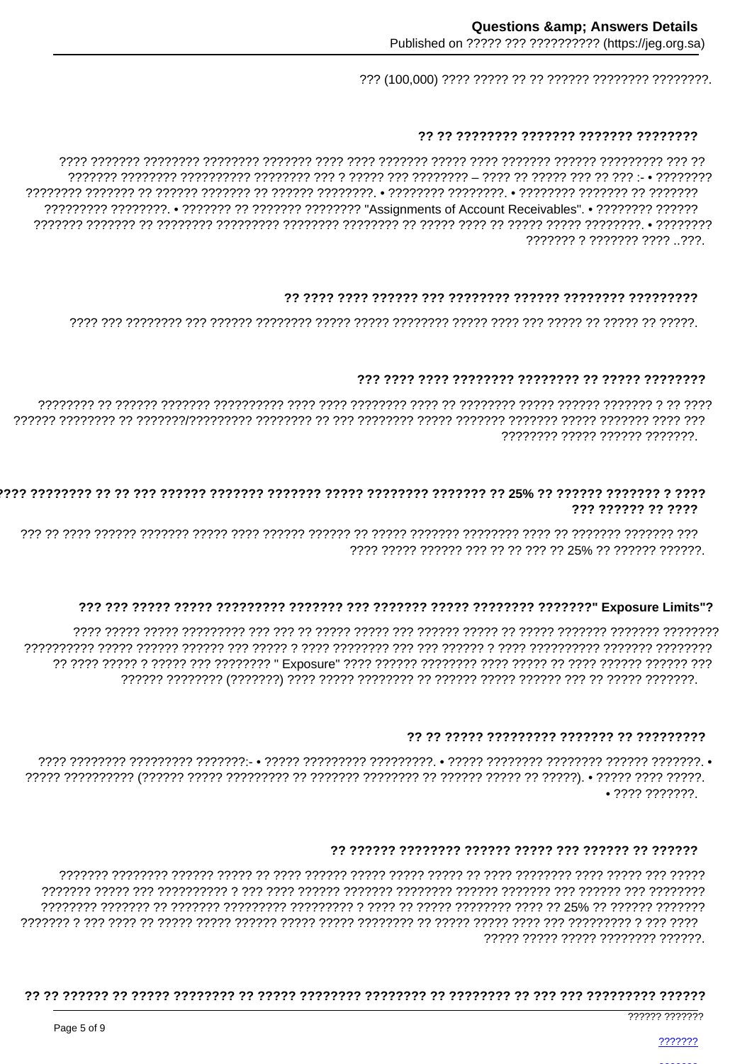??? (100,000) ???? ????? ?? ?? ?????? ???????? ????????.

## ?? ?? ???????? ??????? ??????? ????????

???? ??????? ???????? ???????? ??????? ???? ???? ??????? ????? ???? ??????? ?????? ????????? ??? ?? ??????? ???????? ?????????? ???????? ??? ? ????? ??? ???????? – ???? ?? ????? ??? ?? ??? :- • ???????? ???????? ??????? ?? ?????? ??????? ?? ?????? ????????. • ???????? ????????. • ???????? ??????? ?? ??????? ????????? ????????. • ??????? ?? ??????? ???????? "Assignments of Account Receivables". • ???????? ?????? ??????? ??????? ?? ???????? ????????? ???????? ???????? ?? ????? ???? ?? ????? ????? ????????. • ???????? ??????? ? ??????? ???? ..???.

## ?? ???? ???? ?????? ??? ???????? ?????? ???????? ?????????

???? ??? ???????? ??? ?????? ???????? ????? ????? ???????? ????? ???? ??? ????? ?? ????? ?? ?????.

## ??? ???? ???? ???????? ???????? ?? ????? ????????

???????? ?? ?????? ??????? ?????????? ???? ???? ???????? ???? ?? ???????? ????? ?????? ??????? ? ?? ???? ?????? ???????? ?? ???????/????????? ???????? ?? ??? ???????? ????? ??????? ????? ??????? ???? ??? ???????? ????? ?????? ???????.

## ???? ???????? ?? ?? ??? ?????? ??????? ??????? ????? ???????? ??????? ?? 25% ?? ?????? ??????? ? ???? ??? ?????? ?? ????

??? ?? ???? ?????? ??????? ????? ???? ?????? ?????? ?? ????? ??????? ???????? ???? ?? ??????? ??????? ??? ???? ????? ?????? ??? ?? ?? ??? ?? 25% ?? ?????? ??????.

## ??? ??? ????? ????? ????????? ??????? ??? ??????? ????? ???????? ???????" Exposure Limits"?

???? ????? ????? ????????? ??? ??? ?? ????? ????? ??? ?????? ????? ?? ????? ??????? ??????? ???????? ?????????? ????? ?????? ?????? ??? ????? ? ???? ???????? ??? ??? ?????? ? ???? ?????????? ??????? ???????? ?? ???? ????? ? ????? ??? ???????? " Exposure" ???? ?????? ???????? ???? ????? ?? ???? ?????? ?????? ??? ?????? ???????? (???????) ???? ????? ???????? ?? ?????? ????? ?????? ??? ?? ????? ???????.

## ?? ?? ????? ????????? ??????? ?? ?????????

???? ???????? ????????? ???????:- • ????? ????????? ?????????. • ????? ???????? ???????? ?????? ???????. • ????? ?????????? (?????? ????? ????????? ?? ??????? ???????? ?? ?????? ????? ?? ?????). • ????? ???? ?????. • ???? ???????.

## ?? ?????? ???????? ?????? ????? ??? ?????? ?? ??????

??????? ???????? ?????? ????? ?? ???? ?????? ????? ????? ????? ?? ???? ???????? ???? ????? ??? ????? ??????? ????? ??? ?????????? ? ??? ???? ?????? ??????? ???????? ?????? ??????? ??? ?????? ??? ???????? ???????? ??????? ?? ??????? ????????? ????????? ? ???? ?? ????? ???????? ???? ?? 25% ?? ?????? ??????? ??????? ? ??? ???? ?? ????? ????? ?????? ????? ????? ???????? ?? ????? ????? ???? ??? ????????? ? ??? ???? ????? ????? ????? ???????? ??????.

## ?? ?? ?????? ?? ????? ???????? ?? ????? ???????? ???????? ?? ???????? ?? ??? ??? ????????? ??????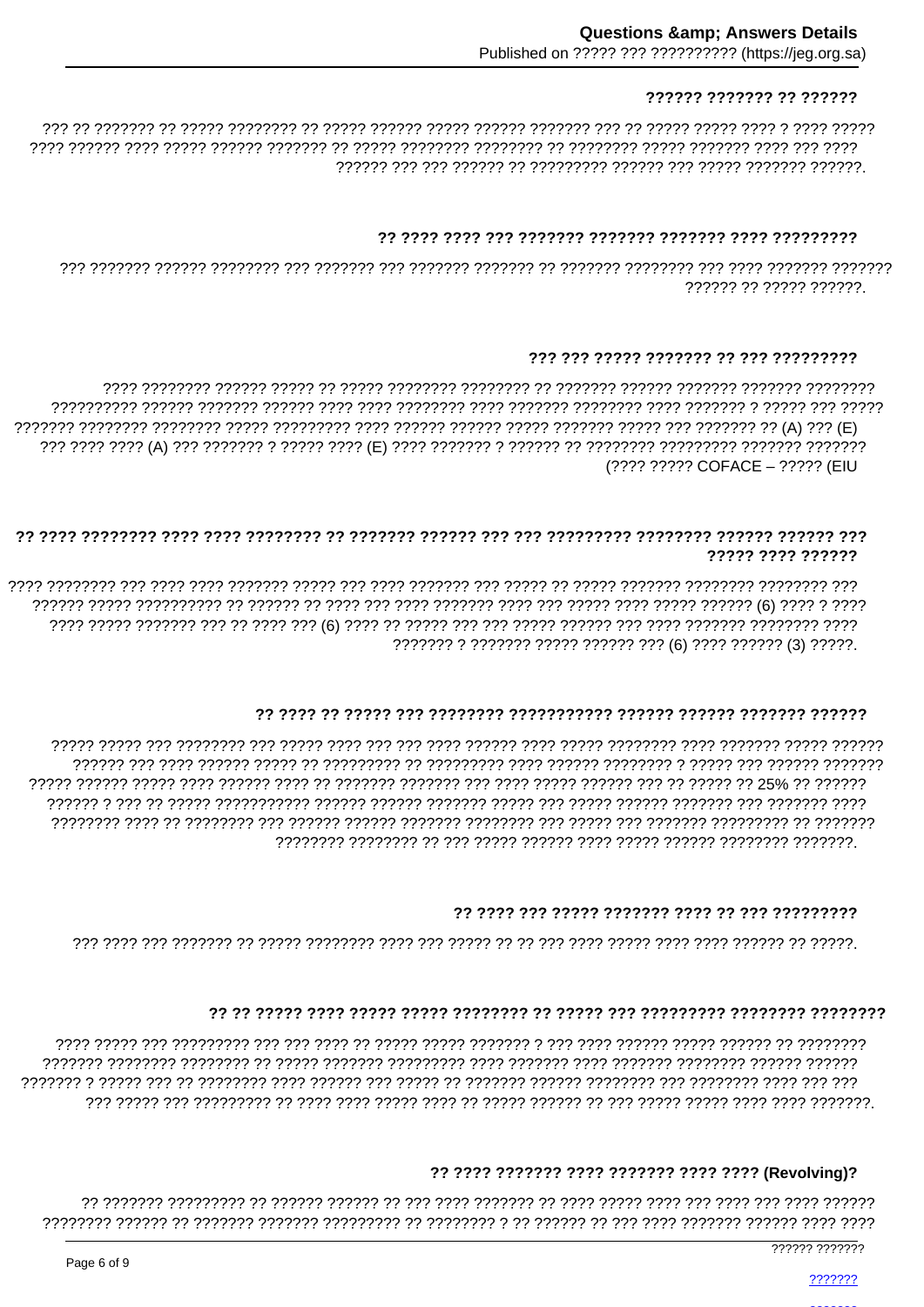### ?????? ??????? ?? ??????

??? ?? ??????? ?? ????? ???????? ?? ????? ?????? ????? ?????? ??????? ??? ?? ????? ????? ???? ? ???? ????? ???? ?????? ???? ????? ?????? ??????? ?? ????? ???????? ???????? ?? ???????? ????? ??????? ???? ??? ???? ?????? ??? ??? ?????? ?? ????????? ?????? ??? ????? ??????? ??????.

### ?? ???? ???? ??? ??????? ??????? ??????? ???? ?????????

??? ??????? ?????? ???????? ??? ??????? ??? ??????? ??????? ?? ??????? ???????? ??? ???? ??????? ??????? ?????? ?? ????? ??????.

### ??? ??? ????? ??????? ?? ??? ?????????

???? ???????? ?????? ????? ?? ????? ???????? ???????? ?? ??????? ?????? ??????? ??????? ???????? ????????? ?????? ??????? ?????? ???? ???? ???????? ???? ??????? ???????? ???? ??????? ? ????? ??? ????? ??????? ???????? ???????? ????? ????????? ???? ?????? ?????? ????? ??????? ????? ??? ??????? ?? (A) ??? (E) ??? ???? ???? (A) ??? ??????? ? ????? ???? (E) ???? ??????? ? ?????? ?? ???????? ????????? ??????? ??????? (???? ????? COFACE – ????? (EIU

### ?? ???? ???????? ???? ???? ???????? ?? ??????? ?????? ??? ??? ????????? ???????? ?????? ?????? ??? ????? ???? ??????

???? ???????? ??? ???? ???? ??????? ????? ??? ???? ??????? ??? ????? ?? ????? ??????? ???????? ???????? ??? ?????? ????? ????????? ?? ?????? ?? ???? ??? ???? ??????? ???? ??? ????? ???? ????? ?????? (6) ???? ? ???? ???? ????? ??????? ??? ?? ???? ??? (6) ???? ?? ????? ??? ??? ????? ?????? ??? ???? ??????? ???????? ???? ??????? ? ??????? ????? ?????? ??? (6) ???? ?????? (3) ?????.

### ?? ???? ?? ????? ??? ???????? ??????????? ?????? ?????? ??????? ??????

????? ????? ??? ???????? ??? ????? ???? ??? ??? ???? ?????? ???? ????? ???????? ???? ??????? ????? ?????? ?????? ??? ???? ?????? ????? ?? ????????? ?? ????????? ???? ?????? ???????? ? ????? ??? ?????? ??????? ????? ?????? ????? ???? ?????? ???? ?? ??????? ??????? ??? ???? ????? ?????? ??? ?? ????? ?? 25% ?? ?????? ?????? ? ??? ?? ????? ??????????? ?????? ?????? ??????? ????? ??? ????? ?????? ??????? ??? ??????? ???? ???????? ???? ?? ???????? ??? ?????? ?????? ??????? ???????? ??? ????? ??? ??????? ????????? ?? ??????? ???????? ???????? ?? ??? ????? ?????? ???? ????? ?????? ???????? ???????.

### ?? ???? ??? ????? ??????? ???? ?? ??? ?????????

??? ???? ??? ??????? ?? ????? ???????? ???? ??? ????? ?? ?? ??? ???? ????? ???? ???? ?????? ?? ?????.

### ?? ?? ????? ???? ????? ????? ???????? ?? ????? ??? ????????? ???????? ????????

???? ????? ??? ????????? ??? ??? ???? ?? ????? ????? ??????? ? ??? ???? ?????? ????? ?????? ?? ???????? ??????? ???????? ???????? ?? ????? ??????? ????????? ???? ??????? ???? ??????? ???????? ?????? ?????? ??????? ? ????? ??? ?? ???????? ???? ?????? ??? ????? ?? ??????? ?????? ???????? ??? ???????? ???? ??? ??? ??? ????? ??? ????????? ?? ???? ???? ????? ???? ?? ????? ?????? ?? ??? ????? ????? ???? ???? ???????.

### ?? ???? ??????? ???? ??????? ???? ???? (Revolving)?

?? ??????? ????????? ?? ?????? ?????? ?? ??? ???? ??????? ?? ???? ????? ???? ??? ???? ??? ???? ?????? ???????? ?????? ?? ??????? ??????? ????????? ?? ???????? ? ?? ?????? ?? ??? ???? ??????? ?????? ???? ????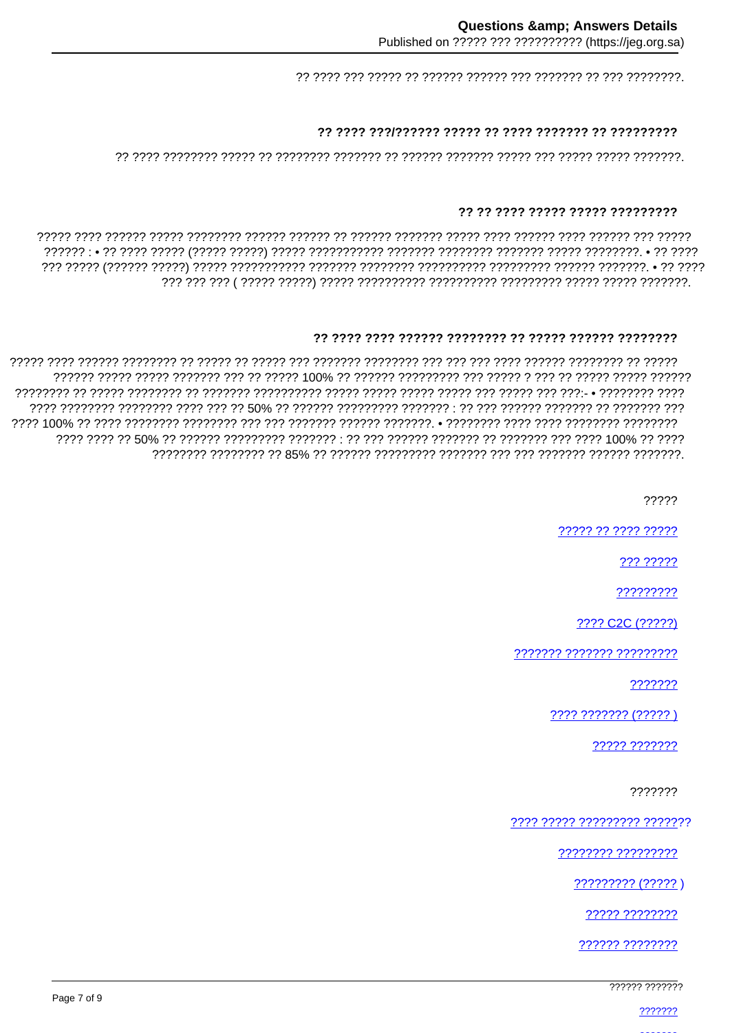?? ???? ??? ????? ?? ?????? ?????? ??? ??????? ?? ??? ????????.

### ?? ???? ???/?????? ????? ?? ???? ??????? ?? ?????????

?? ???? ???????? ????? ?? ???????? ??????? ?? ?????? ??????? ????? ??? ????? ????? ???????.

### ?? ?? ???? ????? ????? ?????????

????? ???? ?????? ????? ???????? ?????? ?????? ?? ?????? ??????? ????? ???? ?????? ???? ?????? ??? ????? ?????? : • ?? ???? ????? (????? ?????) ????? ??????????? ??????? ???????? ??????? ????? ????????. • ?? ???? ??? ????? (?????? ?????) ????? ??????????? ??????? ???????? ?????????? ????????? ?????? ???????. • ?? ???? ??? ??? ??? ( ????? ?????) ????? ?????????? ?????????? ????????? ????? ????? ???????.

### ?? ???? ???? ?????? ???????? ?? ????? ?????? ????????

????? ???? ?????? ???????? ?? ????? ?? ????? ??? ??????? ???????? ??? ??? ??? ???? ?????? ???????? ?? ????? ?????? ????? ????? ??????? ??? ?? ????? 100% ?? ?????? ????????? ??? ????? ? ??? ?? ????? ????? ?????? ???????? ?? ????? ???????? ?? ??????? ?????????? ????? ????? ????? ????? ??? ????? ??? ???:- • ???????? ???? ???? ???????? ???????? ???? ??? ?? 50% ?? ?????? ????????? ??????? : ?? ??? ?????? ??????? ?? ??????? ??? ???? 100% ?? ???? ???????? ???????? ??? ??? ??????? ?????? ???????. • ???????? ???? ???? ???????? ???????? ???? ???? ?? 50% ?? ?????? ????????? ??????? : ?? ??? ?????? ??????? ?? ??????? ??? ???? 100% ?? ???? ???????? ???????? ?? 85% ?? ?????? ????????? ??????? ??? ??? ??????? ?????? ???????.

?????

????? ?? ???? ?????

??? ?????

?????????

???? C2C (?????)

??????? ??????? ?????????

???????

???? ??????? (????? )

????? ???????

???????

???? ????? ????????? ???????

???????? ?????????

????????? (????? )

????? ????????

?????? ????????

?????? ???????

???????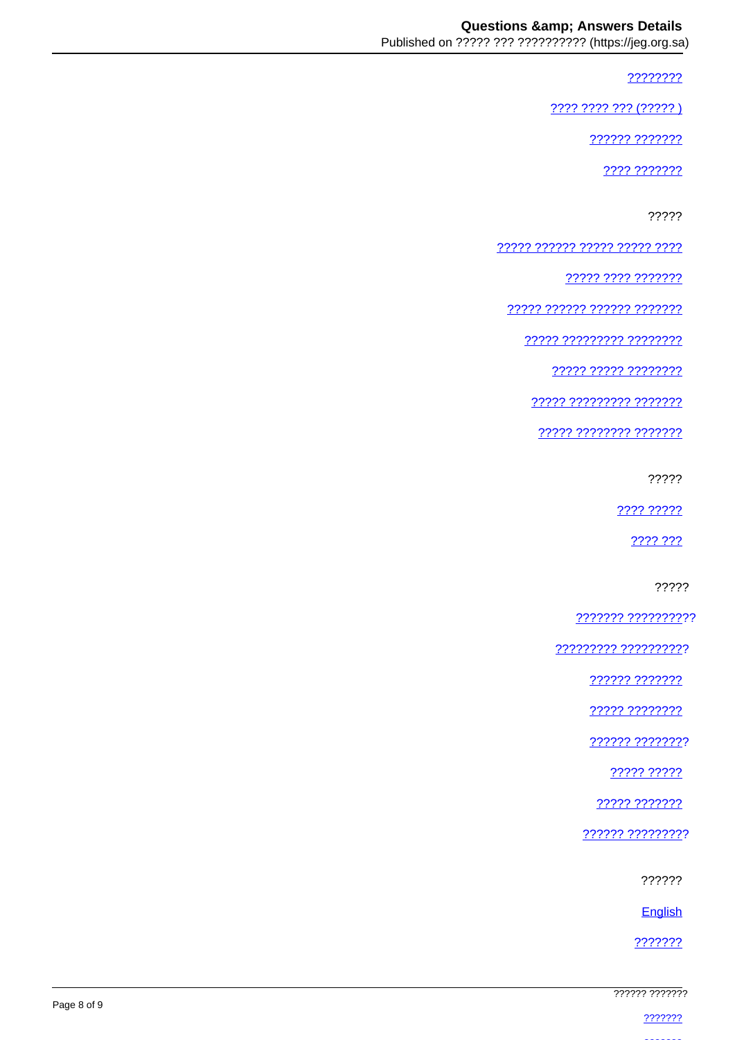????????

???? ???? ??? (????? )

?????? ???????

???? ???????

?????

????? ?????? ????? ????? ????

????? ???? ???????

????? ?????? ?????? ???????

????? ????????? ????????

????? ????? ????????

????? ????????? ???????

????? ???????? ???????

?????

???? ?????

???? ???

?????

??????? ??????????

????????? ??????????

?????? ???????

????? ????????

?????? ????????

????? ?????

????? ???????

?????? ?????????

??????

English

???????

?????? ???????

???????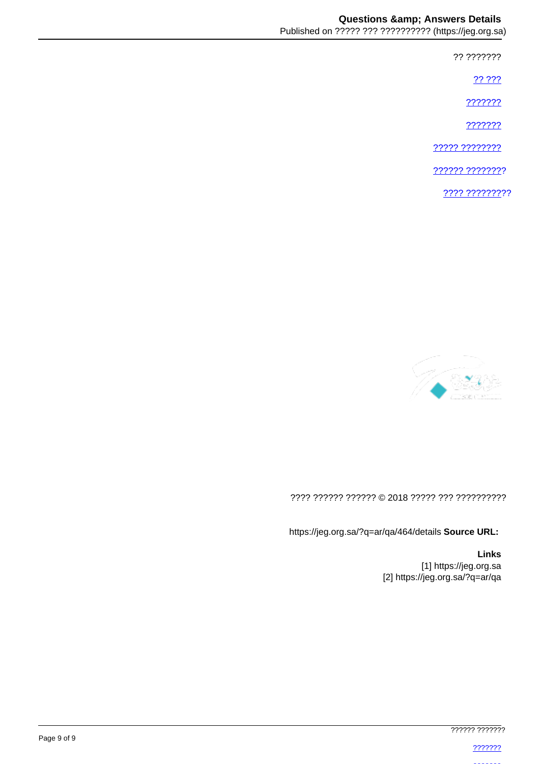?? ???????

?? ???

???????

???????

????? ????????

?????? ????????

???? ?????????

???? ?????? ?????? © 2018 ????? ??? ??????????

https://jeg.org.sa/?q=ar/qa/464/details **Source URL:**

**Links**

[1] https://jeg.org.sa

[2] https://jeg.org.sa/?q=ar/qa

?????? ???????

???????